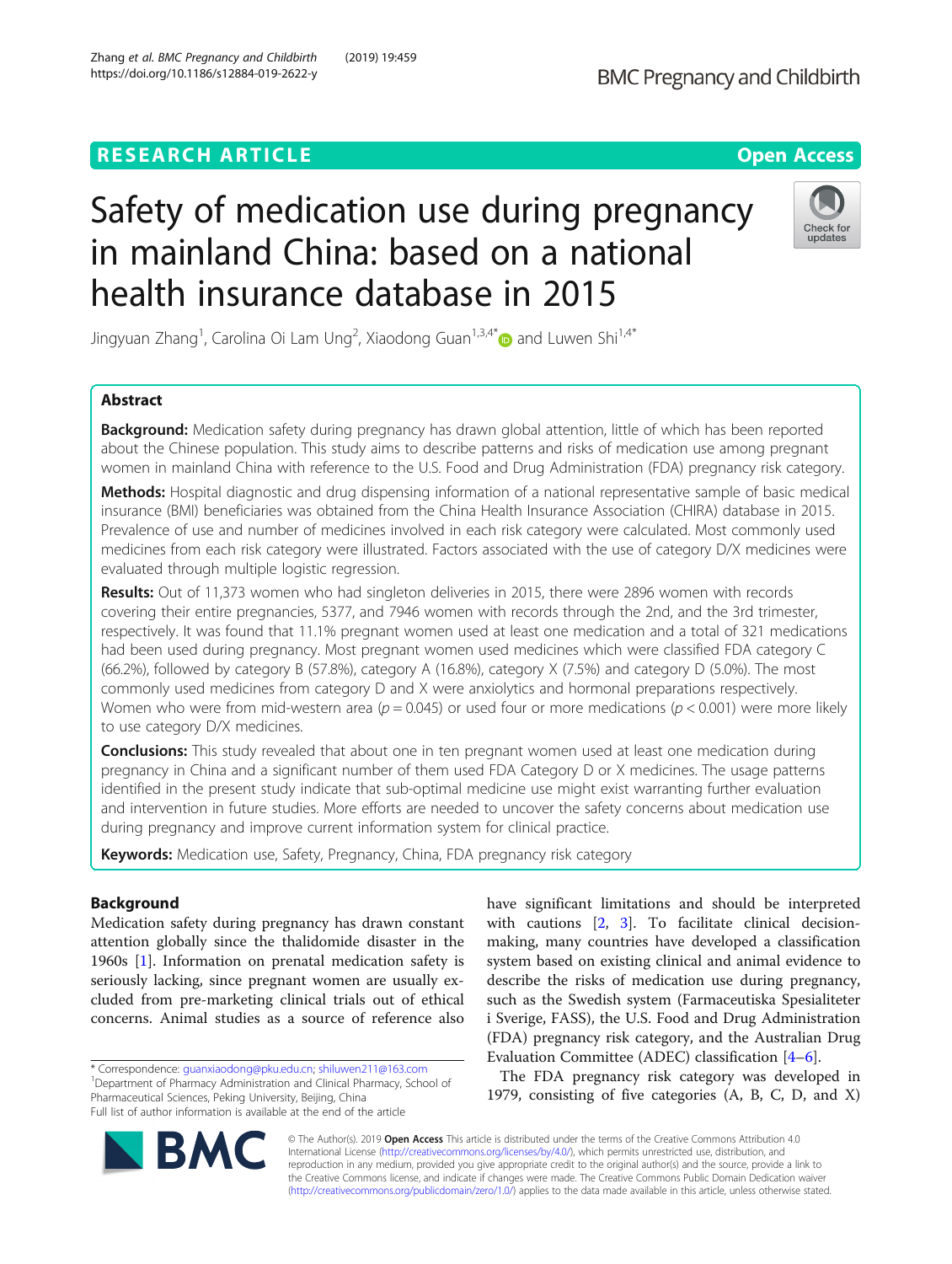RESEARCH ARTICLE

Open Access

# Safety of medication use during pregnancy in mainland China: based on a national health insurance database in 2015

Jingyuan Zhang[1], Carolina Oi Lam Ung[2], Xiaodong Guan[1,3,4*] and Luwen Shi[1,4*]

## Abstract

**Background:** Medication safety during pregnancy has drawn global attention, little of which has been reported about the Chinese population. This study aims to describe patterns and risks of medication use among pregnant women in mainland China with reference to the U.S. Food and Drug Administration (FDA) pregnancy risk category.

**Methods:** Hospital diagnostic and drug dispensing information of a national representative sample of basic medical insurance (BMI) beneficiaries was obtained from the China Health Insurance Association (CHIRA) database in 2015. Prevalence of use and number of medicines involved in each risk category were calculated. Most commonly used medicines from each risk category were illustrated. Factors associated with the use of category D/X medicines were evaluated through multiple logistic regression.

**Results:** Out of 11,373 women who had singleton deliveries in 2015, there were 2896 women with records covering their entire pregnancies, 5377, and 7946 women with records through the 2nd, and the 3rd trimester, respectively. It was found that 11.1% pregnant women used at least one medication and a total of 321 medications had been used during pregnancy. Most pregnant women used medicines which were classified FDA category C (66.2%), followed by category B (57.8%), category A (16.8%), category X (7.5%) and category D (5.0%). The most commonly used medicines from category D and X were anxiolytics and hormonal preparations respectively. Women who were from mid-western area ($p = 0.045$) or used four or more medications ($p < 0.001$) were more likely to use category D/X medicines.

**Conclusions:** This study revealed that about one in ten pregnant women used at least one medication during pregnancy in China and a significant number of them used FDA Category D or X medicines. The usage patterns identified in the present study indicate that sub-optimal medicine use might exist warranting further evaluation and intervention in future studies. More efforts are needed to uncover the safety concerns about medication use during pregnancy and improve current information system for clinical practice.

**Keywords:** Medication use, Safety, Pregnancy, China, FDA pregnancy risk category

## Background

Medication safety during pregnancy has drawn constant attention globally since the thalidomide disaster in the 1960s [1]. Information on prenatal medication safety is seriously lacking, since pregnant women are usually excluded from pre-marketing clinical trials out of ethical concerns. Animal studies as a source of reference also have significant limitations and should be interpreted with cautions [2, 3]. To facilitate clinical decision-making, many countries have developed a classification system based on existing clinical and animal evidence to describe the risks of medication use during pregnancy, such as the Swedish system (Farmaceutiska Spesialiteter i Sverige, FASS), the U.S. Food and Drug Administration (FDA) pregnancy risk category, and the Australian Drug Evaluation Committee (ADEC) classification [4–6].

The FDA pregnancy risk category was developed in 1979, consisting of five categories (A, B, C, D, and X)

* Correspondence: guanxiaodong@pku.edu.cn; shiluwen211@163.com
[1]Department of Pharmacy Administration and Clinical Pharmacy, School of Pharmaceutical Sciences, Peking University, Beijing, China
Full list of author information is available at the end of the article

© The Author(s). 2019 **Open Access** This article is distributed under the terms of the Creative Commons Attribution 4.0 International License (http://creativecommons.org/licenses/by/4.0/), which permits unrestricted use, distribution, and reproduction in any medium, provided you give appropriate credit to the original author(s) and the source, provide a link to the Creative Commons license, and indicate if changes were made. The Creative Commons Public Domain Dedication waiver (http://creativecommons.org/publicdomain/zero/1.0/) applies to the data made available in this article, unless otherwise stated.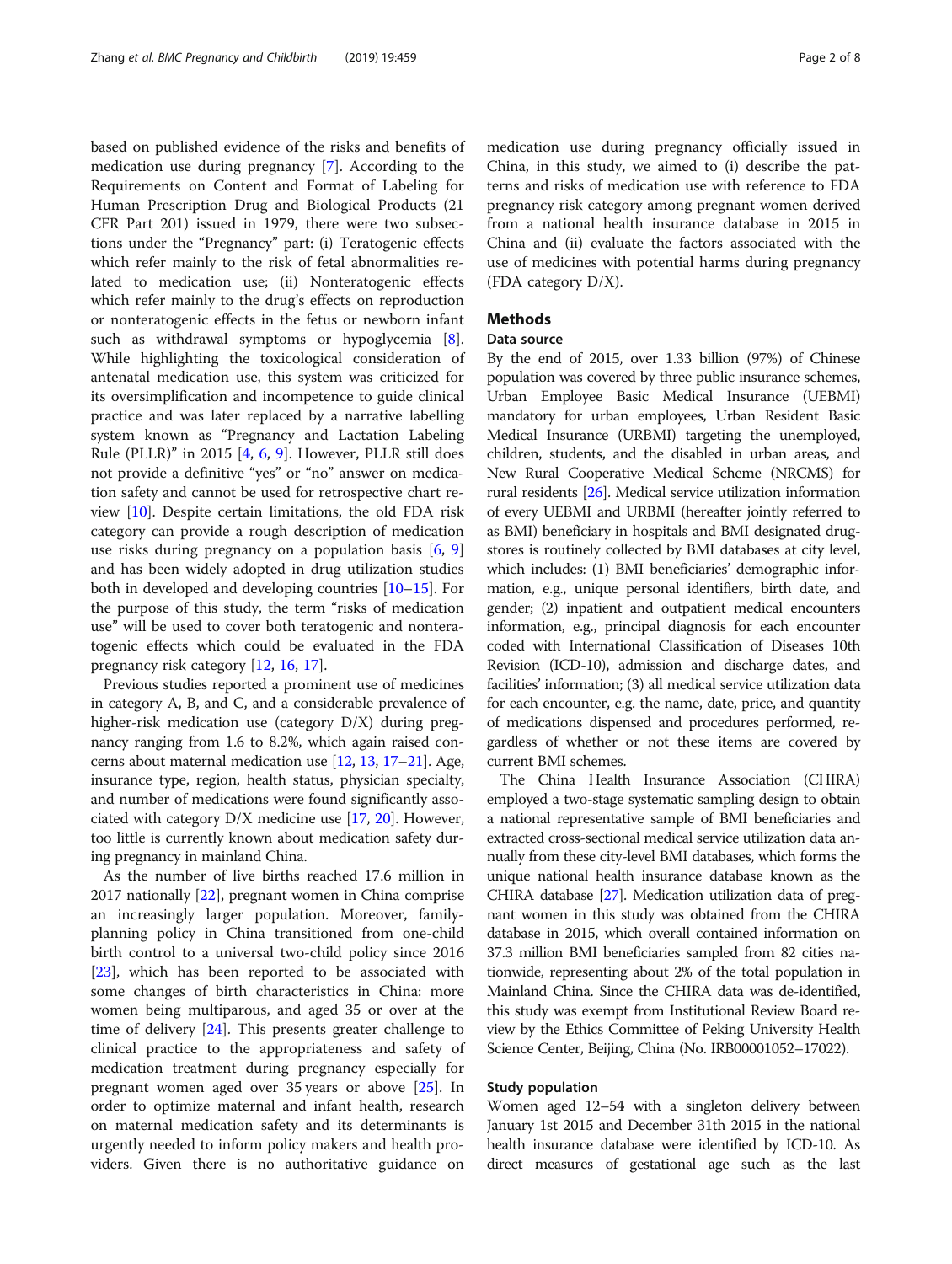based on published evidence of the risks and benefits of medication use during pregnancy [7]. According to the Requirements on Content and Format of Labeling for Human Prescription Drug and Biological Products (21 CFR Part 201) issued in 1979, there were two subsections under the "Pregnancy" part: (i) Teratogenic effects which refer mainly to the risk of fetal abnormalities related to medication use; (ii) Nonteratogenic effects which refer mainly to the drug's effects on reproduction or nonteratogenic effects in the fetus or newborn infant such as withdrawal symptoms or hypoglycemia [8]. While highlighting the toxicological consideration of antenatal medication use, this system was criticized for its oversimplification and incompetence to guide clinical practice and was later replaced by a narrative labelling system known as "Pregnancy and Lactation Labeling Rule (PLLR)" in 2015 [4, 6, 9]. However, PLLR still does not provide a definitive "yes" or "no" answer on medication safety and cannot be used for retrospective chart review [10]. Despite certain limitations, the old FDA risk category can provide a rough description of medication use risks during pregnancy on a population basis [6, 9] and has been widely adopted in drug utilization studies both in developed and developing countries [10–15]. For the purpose of this study, the term "risks of medication use" will be used to cover both teratogenic and nonteratogenic effects which could be evaluated in the FDA pregnancy risk category [12, 16, 17].

Previous studies reported a prominent use of medicines in category A, B, and C, and a considerable prevalence of higher-risk medication use (category D/X) during pregnancy ranging from 1.6 to 8.2%, which again raised concerns about maternal medication use [12, 13, 17–21]. Age, insurance type, region, health status, physician specialty, and number of medications were found significantly associated with category D/X medicine use [17, 20]. However, too little is currently known about medication safety during pregnancy in mainland China.

As the number of live births reached 17.6 million in 2017 nationally [22], pregnant women in China comprise an increasingly larger population. Moreover, family-planning policy in China transitioned from one-child birth control to a universal two-child policy since 2016 [23], which has been reported to be associated with some changes of birth characteristics in China: more women being multiparous, and aged 35 or over at the time of delivery [24]. This presents greater challenge to clinical practice to the appropriateness and safety of medication treatment during pregnancy especially for pregnant women aged over 35 years or above [25]. In order to optimize maternal and infant health, research on maternal medication safety and its determinants is urgently needed to inform policy makers and health providers. Given there is no authoritative guidance on medication use during pregnancy officially issued in China, in this study, we aimed to (i) describe the patterns and risks of medication use with reference to FDA pregnancy risk category among pregnant women derived from a national health insurance database in 2015 in China and (ii) evaluate the factors associated with the use of medicines with potential harms during pregnancy (FDA category D/X).

## Methods

### Data source

By the end of 2015, over 1.33 billion (97%) of Chinese population was covered by three public insurance schemes, Urban Employee Basic Medical Insurance (UEBMI) mandatory for urban employees, Urban Resident Basic Medical Insurance (URBMI) targeting the unemployed, children, students, and the disabled in urban areas, and New Rural Cooperative Medical Scheme (NRCMS) for rural residents [26]. Medical service utilization information of every UEBMI and URBMI (hereafter jointly referred to as BMI) beneficiary in hospitals and BMI designated drugstores is routinely collected by BMI databases at city level, which includes: (1) BMI beneficiaries' demographic information, e.g., unique personal identifiers, birth date, and gender; (2) inpatient and outpatient medical encounters information, e.g., principal diagnosis for each encounter coded with International Classification of Diseases 10th Revision (ICD-10), admission and discharge dates, and facilities' information; (3) all medical service utilization data for each encounter, e.g. the name, date, price, and quantity of medications dispensed and procedures performed, regardless of whether or not these items are covered by current BMI schemes.

The China Health Insurance Association (CHIRA) employed a two-stage systematic sampling design to obtain a national representative sample of BMI beneficiaries and extracted cross-sectional medical service utilization data annually from these city-level BMI databases, which forms the unique national health insurance database known as the CHIRA database [27]. Medication utilization data of pregnant women in this study was obtained from the CHIRA database in 2015, which overall contained information on 37.3 million BMI beneficiaries sampled from 82 cities nationwide, representing about 2% of the total population in Mainland China. Since the CHIRA data was de-identified, this study was exempt from Institutional Review Board review by the Ethics Committee of Peking University Health Science Center, Beijing, China (No. IRB00001052–17022).

### Study population

Women aged 12–54 with a singleton delivery between January 1st 2015 and December 31th 2015 in the national health insurance database were identified by ICD-10. As direct measures of gestational age such as the last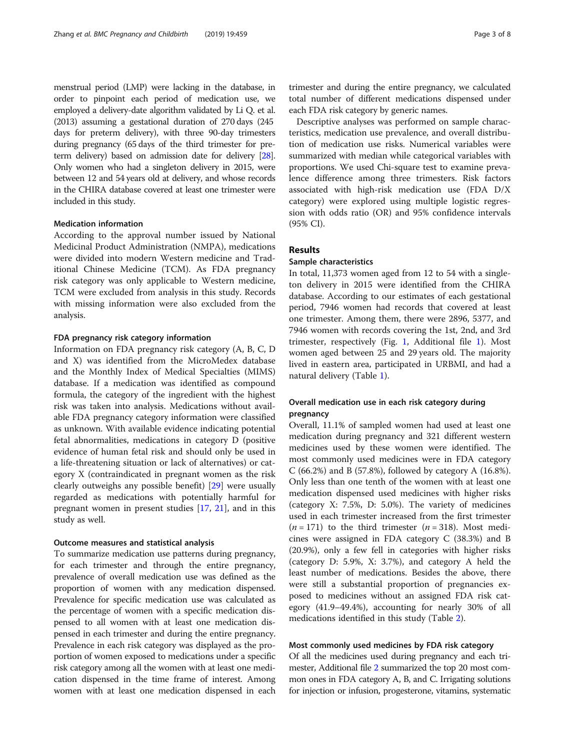menstrual period (LMP) were lacking in the database, in order to pinpoint each period of medication use, we employed a delivery-date algorithm validated by Li Q. et al. (2013) assuming a gestational duration of 270 days (245 days for preterm delivery), with three 90-day trimesters during pregnancy (65 days of the third trimester for preterm delivery) based on admission date for delivery [28]. Only women who had a singleton delivery in 2015, were between 12 and 54 years old at delivery, and whose records in the CHIRA database covered at least one trimester were included in this study.

### Medication information

According to the approval number issued by National Medicinal Product Administration (NMPA), medications were divided into modern Western medicine and Traditional Chinese Medicine (TCM). As FDA pregnancy risk category was only applicable to Western medicine, TCM were excluded from analysis in this study. Records with missing information were also excluded from the analysis.

### FDA pregnancy risk category information

Information on FDA pregnancy risk category (A, B, C, D and X) was identified from the MicroMedex database and the Monthly Index of Medical Specialties (MIMS) database. If a medication was identified as compound formula, the category of the ingredient with the highest risk was taken into analysis. Medications without available FDA pregnancy category information were classified as unknown. With available evidence indicating potential fetal abnormalities, medications in category D (positive evidence of human fetal risk and should only be used in a life-threatening situation or lack of alternatives) or category X (contraindicated in pregnant women as the risk clearly outweighs any possible benefit) [29] were usually regarded as medications with potentially harmful for pregnant women in present studies [17, 21], and in this study as well.

### Outcome measures and statistical analysis

To summarize medication use patterns during pregnancy, for each trimester and through the entire pregnancy, prevalence of overall medication use was defined as the proportion of women with any medication dispensed. Prevalence for specific medication use was calculated as the percentage of women with a specific medication dispensed to all women with at least one medication dispensed in each trimester and during the entire pregnancy. Prevalence in each risk category was displayed as the proportion of women exposed to medications under a specific risk category among all the women with at least one medication dispensed in the time frame of interest. Among women with at least one medication dispensed in each trimester and during the entire pregnancy, we calculated total number of different medications dispensed under each FDA risk category by generic names.

Descriptive analyses was performed on sample characteristics, medication use prevalence, and overall distribution of medication use risks. Numerical variables were summarized with median while categorical variables with proportions. We used Chi-square test to examine prevalence difference among three trimesters. Risk factors associated with high-risk medication use (FDA D/X category) were explored using multiple logistic regression with odds ratio (OR) and 95% confidence intervals (95% CI).

## Results

### Sample characteristics

In total, 11,373 women aged from 12 to 54 with a singleton delivery in 2015 were identified from the CHIRA database. According to our estimates of each gestational period, 7946 women had records that covered at least one trimester. Among them, there were 2896, 5377, and 7946 women with records covering the 1st, 2nd, and 3rd trimester, respectively (Fig. 1, Additional file 1). Most women aged between 25 and 29 years old. The majority lived in eastern area, participated in URBMI, and had a natural delivery (Table 1).

### Overall medication use in each risk category during pregnancy

Overall, 11.1% of sampled women had used at least one medication during pregnancy and 321 different western medicines used by these women were identified. The most commonly used medicines were in FDA category C (66.2%) and B (57.8%), followed by category A (16.8%). Only less than one tenth of the women with at least one medication dispensed used medicines with higher risks (category X: 7.5%, D: 5.0%). The variety of medicines used in each trimester increased from the first trimester ($n = 171$) to the third trimester ($n = 318$). Most medicines were assigned in FDA category C (38.3%) and B (20.9%), only a few fell in categories with higher risks (category D: 5.9%, X: 3.7%), and category A held the least number of medications. Besides the above, there were still a substantial proportion of pregnancies exposed to medicines without an assigned FDA risk category (41.9–49.4%), accounting for nearly 30% of all medications identified in this study (Table 2).

### Most commonly used medicines by FDA risk category

Of all the medicines used during pregnancy and each trimester, Additional file 2 summarized the top 20 most common ones in FDA category A, B, and C. Irrigating solutions for injection or infusion, progesterone, vitamins, systematic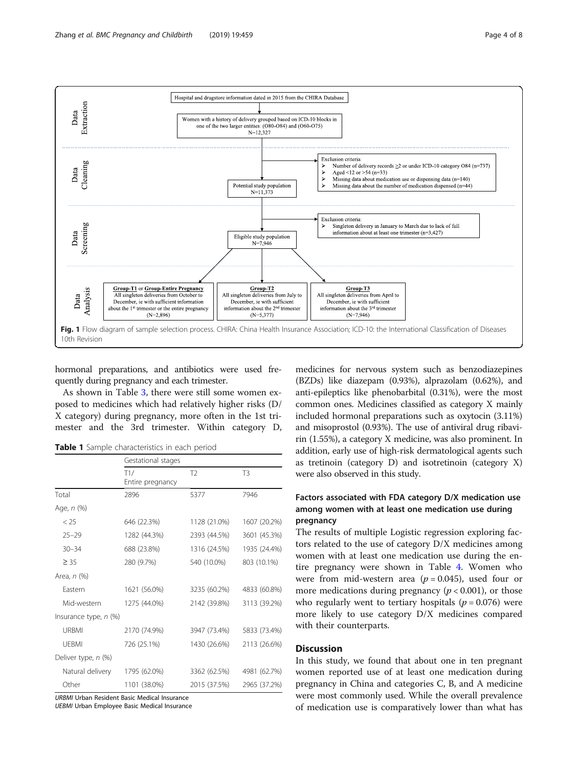Data Extraction

Hospital and drugstore information dated in 2015 from the CHIRA Database

Women with a history of delivery grouped based on ICD-10 blocks in one of the two larger entities: (O80-O84) and (O60-O75) N=12,327

Data Cleaning

Exclusion criteria:
- Number of delivery records ≥2 or under ICD-10 category O84 (n=737)
- Aged <12 or >54 (n=33)
- Missing data about medication use or dispensing data (n=140)
- Missing data about the number of medication dispensed (n=44)

Potential study population N=11,373

Data Screening

Exclusion criteria:
- Singleton delivery in January to March due to lack of full information about at least one trimester (n=3,427)

Eligible study population N=7,946

Data Analysis

**Group-T1** or **Group-Entire Pregnancy** All singleton deliveries from October to December, ie with sufficient information about the 1st trimester or the entire pregnancy (N=2,896)

**Group-T2** All singleton deliveries from July to December, ie with sufficient information about the 2nd trimester (N=5,377)

**Group-T3** All singleton deliveries from April to December, ie with sufficient information about the 3rd trimester (N=7,946)

**Fig. 1** Flow diagram of sample selection process. CHIRA: China Health Insurance Association; ICD-10: the International Classification of Diseases 10th Revision

hormonal preparations, and antibiotics were used frequently during pregnancy and each trimester.

As shown in Table 3, there were still some women exposed to medicines which had relatively higher risks (D/X category) during pregnancy, more often in the 1st trimester and the 3rd trimester. Within category D, medicines for nervous system such as benzodiazepines (BZDs) like diazepam (0.93%), alprazolam (0.62%), and anti-epileptics like phenobarbital (0.31%), were the most common ones. Medicines classified as category X mainly included hormonal preparations such as oxytocin (3.11%) and misoprostol (0.93%). The use of antiviral drug ribavirin (1.55%), a category X medicine, was also prominent. In addition, early use of high-risk dermatological agents such as tretinoin (category D) and isotretinoin (category X) were also observed in this study.

**Table 1** Sample characteristics in each period

| | Gestational stages | | |
|---|---|---|---|
| | T1/ Entire pregnancy | T2 | T3 |
| Total | 2896 | 5377 | 7946 |
| Age, *n* (%) | | | |
| < 25 | 646 (22.3%) | 1128 (21.0%) | 1607 (20.2%) |
| 25–29 | 1282 (44.3%) | 2393 (44.5%) | 3601 (45.3%) |
| 30–34 | 688 (23.8%) | 1316 (24.5%) | 1935 (24.4%) |
| ≥ 35 | 280 (9.7%) | 540 (10.0%) | 803 (10.1%) |
| Area, *n* (%) | | | |
| Eastern | 1621 (56.0%) | 3235 (60.2%) | 4833 (60.8%) |
| Mid-western | 1275 (44.0%) | 2142 (39.8%) | 3113 (39.2%) |
| Insurance type, *n* (%) | | | |
| URBMI | 2170 (74.9%) | 3947 (73.4%) | 5833 (73.4%) |
| UEBMI | 726 (25.1%) | 1430 (26.6%) | 2113 (26.6%) |
| Deliver type, *n* (%) | | | |
| Natural delivery | 1795 (62.0%) | 3362 (62.5%) | 4981 (62.7%) |
| Other | 1101 (38.0%) | 2015 (37.5%) | 2965 (37.2%) |

*URBMI* Urban Resident Basic Medical Insurance
*UEBMI* Urban Employee Basic Medical Insurance

### Factors associated with FDA category D/X medication use among women with at least one medication use during pregnancy

The results of multiple Logistic regression exploring factors related to the use of category D/X medicines among women with at least one medication use during the entire pregnancy were shown in Table 4. Women who were from mid-western area ($p = 0.045$), used four or more medications during pregnancy ($p < 0.001$), or those who regularly went to tertiary hospitals ($p = 0.076$) were more likely to use category D/X medicines compared with their counterparts.

## Discussion

In this study, we found that about one in ten pregnant women reported use of at least one medication during pregnancy in China and categories C, B, and A medicine were most commonly used. While the overall prevalence of medication use is comparatively lower than what has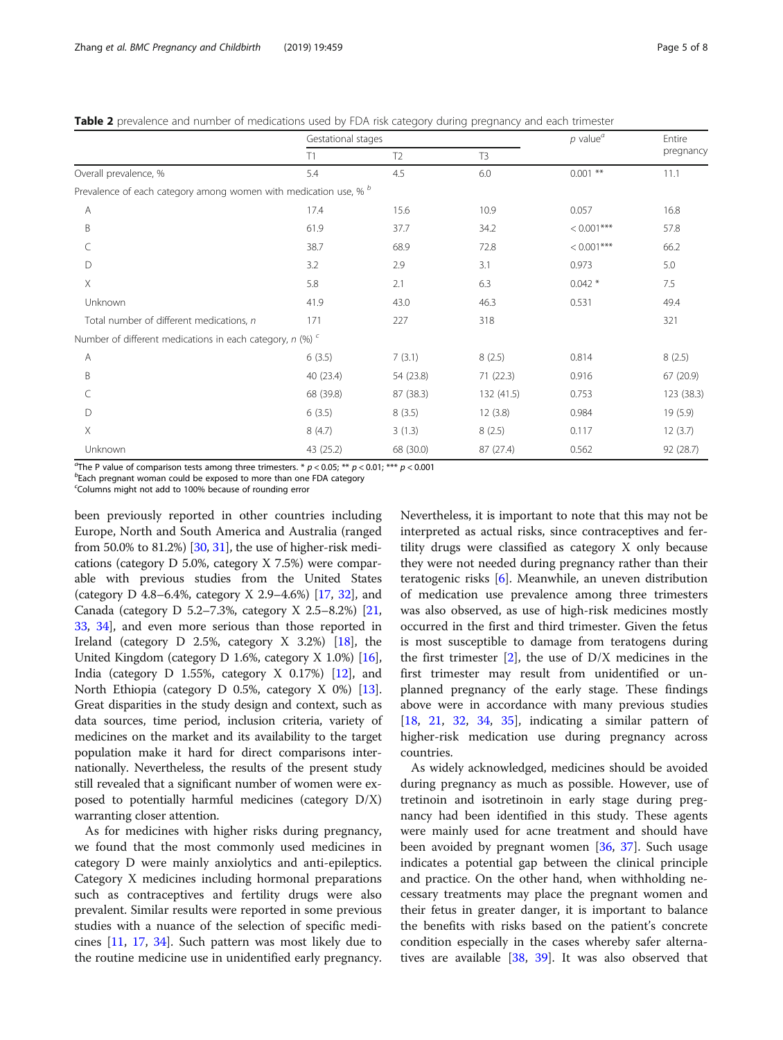**Table 2** prevalence and number of medications used by FDA risk category during pregnancy and each trimester

| | Gestational stages | | | p value[a] | Entire pregnancy |
|---|---|---|---|---|---|
| | T1 | T2 | T3 | | |
| Overall prevalence, % | 5.4 | 4.5 | 6.0 | 0.001 ** | 11.1 |
| Prevalence of each category among women with medication use, % [b] | | | | | |
| A | 17.4 | 15.6 | 10.9 | 0.057 | 16.8 |
| B | 61.9 | 37.7 | 34.2 | < 0.001*** | 57.8 |
| C | 38.7 | 68.9 | 72.8 | < 0.001*** | 66.2 |
| D | 3.2 | 2.9 | 3.1 | 0.973 | 5.0 |
| X | 5.8 | 2.1 | 6.3 | 0.042 * | 7.5 |
| Unknown | 41.9 | 43.0 | 46.3 | 0.531 | 49.4 |
| Total number of different medications, n | 171 | 227 | 318 | | 321 |
| Number of different medications in each category, n (%) [c] | | | | | |
| A | 6 (3.5) | 7 (3.1) | 8 (2.5) | 0.814 | 8 (2.5) |
| B | 40 (23.4) | 54 (23.8) | 71 (22.3) | 0.916 | 67 (20.9) |
| C | 68 (39.8) | 87 (38.3) | 132 (41.5) | 0.753 | 123 (38.3) |
| D | 6 (3.5) | 8 (3.5) | 12 (3.8) | 0.984 | 19 (5.9) |
| X | 8 (4.7) | 3 (1.3) | 8 (2.5) | 0.117 | 12 (3.7) |
| Unknown | 43 (25.2) | 68 (30.0) | 87 (27.4) | 0.562 | 92 (28.7) |

[a]The P value of comparison tests among three trimesters. * $p < 0.05$; ** $p < 0.01$; *** $p < 0.001$
[b]Each pregnant woman could be exposed to more than one FDA category
[c]Columns might not add to 100% because of rounding error

been previously reported in other countries including Europe, North and South America and Australia (ranged from 50.0% to 81.2%) [30, 31], the use of higher-risk medications (category D 5.0%, category X 7.5%) were comparable with previous studies from the United States (category D 4.8–6.4%, category X 2.9–4.6%) [17, 32], and Canada (category D 5.2–7.3%, category X 2.5–8.2%) [21, 33, 34], and even more serious than those reported in Ireland (category D 2.5%, category X 3.2%) [18], the United Kingdom (category D 1.6%, category X 1.0%) [16], India (category D 1.55%, category X 0.17%) [12], and North Ethiopia (category D 0.5%, category X 0%) [13]. Great disparities in the study design and context, such as data sources, time period, inclusion criteria, variety of medicines on the market and its availability to the target population make it hard for direct comparisons internationally. Nevertheless, the results of the present study still revealed that a significant number of women were exposed to potentially harmful medicines (category D/X) warranting closer attention.

As for medicines with higher risks during pregnancy, we found that the most commonly used medicines in category D were mainly anxiolytics and anti-epileptics. Category X medicines including hormonal preparations such as contraceptives and fertility drugs were also prevalent. Similar results were reported in some previous studies with a nuance of the selection of specific medicines [11, 17, 34]. Such pattern was most likely due to the routine medicine use in unidentified early pregnancy. Nevertheless, it is important to note that this may not be interpreted as actual risks, since contraceptives and fertility drugs were classified as category X only because they were not needed during pregnancy rather than their teratogenic risks [6]. Meanwhile, an uneven distribution of medication use prevalence among three trimesters was also observed, as use of high-risk medicines mostly occurred in the first and third trimester. Given the fetus is most susceptible to damage from teratogens during the first trimester [2], the use of D/X medicines in the first trimester may result from unidentified or unplanned pregnancy of the early stage. These findings above were in accordance with many previous studies [18, 21, 32, 34, 35], indicating a similar pattern of higher-risk medication use during pregnancy across countries.

As widely acknowledged, medicines should be avoided during pregnancy as much as possible. However, use of tretinoin and isotretinoin in early stage during pregnancy had been identified in this study. These agents were mainly used for acne treatment and should have been avoided by pregnant women [36, 37]. Such usage indicates a potential gap between the clinical principle and practice. On the other hand, when withholding necessary treatments may place the pregnant women and their fetus in greater danger, it is important to balance the benefits with risks based on the patient's concrete condition especially in the cases whereby safer alternatives are available [38, 39]. It was also observed that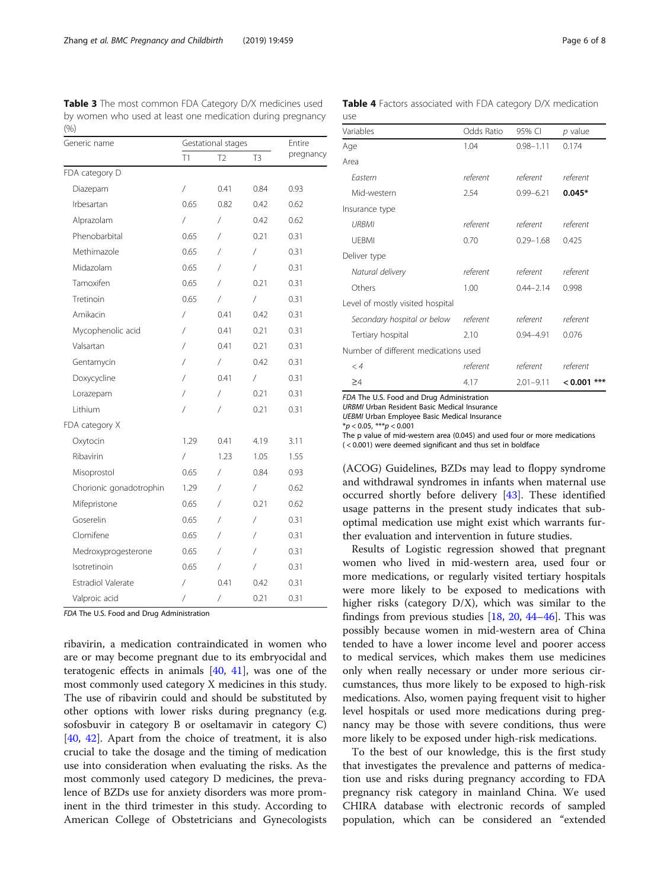**Table 3** The most common FDA Category D/X medicines used by women who used at least one medication during pregnancy (%)

| Generic name | Gestational stages | | | Entire pregnancy |
|---|---|---|---|---|
| | T1 | T2 | T3 | |
| FDA category D | | | | |
| Diazepam | / | 0.41 | 0.84 | 0.93 |
| Irbesartan | 0.65 | 0.82 | 0.42 | 0.62 |
| Alprazolam | / | / | 0.42 | 0.62 |
| Phenobarbital | 0.65 | / | 0.21 | 0.31 |
| Methimazole | 0.65 | / | / | 0.31 |
| Midazolam | 0.65 | / | / | 0.31 |
| Tamoxifen | 0.65 | / | 0.21 | 0.31 |
| Tretinoin | 0.65 | / | / | 0.31 |
| Amikacin | / | 0.41 | 0.42 | 0.31 |
| Mycophenolic acid | / | 0.41 | 0.21 | 0.31 |
| Valsartan | / | 0.41 | 0.21 | 0.31 |
| Gentamycin | / | / | 0.42 | 0.31 |
| Doxycycline | / | 0.41 | / | 0.31 |
| Lorazepam | / | / | 0.21 | 0.31 |
| Lithium | / | / | 0.21 | 0.31 |
| FDA category X | | | | |
| Oxytocin | 1.29 | 0.41 | 4.19 | 3.11 |
| Ribavirin | / | 1.23 | 1.05 | 1.55 |
| Misoprostol | 0.65 | / | 0.84 | 0.93 |
| Chorionic gonadotrophin | 1.29 | / | / | 0.62 |
| Mifepristone | 0.65 | / | 0.21 | 0.62 |
| Goserelin | 0.65 | / | / | 0.31 |
| Clomifene | 0.65 | / | / | 0.31 |
| Medroxyprogesterone | 0.65 | / | / | 0.31 |
| Isotretinoin | 0.65 | / | / | 0.31 |
| Estradiol Valerate | / | 0.41 | 0.42 | 0.31 |
| Valproic acid | / | / | 0.21 | 0.31 |

*FDA* The U.S. Food and Drug Administration

ribavirin, a medication contraindicated in women who are or may become pregnant due to its embryocidal and teratogenic effects in animals [40, 41], was one of the most commonly used category X medicines in this study. The use of ribavirin could and should be substituted by other options with lower risks during pregnancy (e.g. sofosbuvir in category B or oseltamavir in category C) [40, 42]. Apart from the choice of treatment, it is also crucial to take the dosage and the timing of medication use into consideration when evaluating the risks. As the most commonly used category D medicines, the prevalence of BZDs use for anxiety disorders was more prominent in the third trimester in this study. According to American College of Obstetricians and Gynecologists (ACOG) Guidelines, BZDs may lead to floppy syndrome and withdrawal syndromes in infants when maternal use occurred shortly before delivery [43]. These identified usage patterns in the present study indicates that suboptimal medication use might exist which warrants further evaluation and intervention in future studies.

**Table 4** Factors associated with FDA category D/X medication use

| Variables | Odds Ratio | 95% CI | *p* value |
|---|---|---|---|
| Age | 1.04 | 0.98–1.11 | 0.174 |
| Area | | | |
| *Eastern* | *referent* | *referent* | *referent* |
| Mid-western | 2.54 | 0.99–6.21 | **0.045*** |
| Insurance type | | | |
| *URBMI* | *referent* | *referent* | *referent* |
| UEBMI | 0.70 | 0.29–1.68 | 0.425 |
| Deliver type | | | |
| *Natural delivery* | *referent* | *referent* | *referent* |
| Others | 1.00 | 0.44–2.14 | 0.998 |
| Level of mostly visited hospital | | | |
| *Secondary hospital or below* | *referent* | *referent* | *referent* |
| Tertiary hospital | 2.10 | 0.94–4.91 | 0.076 |
| Number of different medications used | | | |
| *< 4* | *referent* | *referent* | *referent* |
| ≥4 | 4.17 | 2.01–9.11 | **< 0.001 *** ** |

*FDA* The U.S. Food and Drug Administration
*URBMI* Urban Resident Basic Medical Insurance
*UEBMI* Urban Employee Basic Medical Insurance
*$p < 0.05$, ***$p < 0.001$
The p value of mid-western area (0.045) and used four or more medications (< 0.001) were deemed significant and thus set in boldface

Results of Logistic regression showed that pregnant women who lived in mid-western area, used four or more medications, or regularly visited tertiary hospitals were more likely to be exposed to medications with higher risks (category D/X), which was similar to the findings from previous studies [18, 20, 44–46]. This was possibly because women in mid-western area of China tended to have a lower income level and poorer access to medical services, which makes them use medicines only when really necessary or under more serious circumstances, thus more likely to be exposed to high-risk medications. Also, women paying frequent visit to higher level hospitals or used more medications during pregnancy may be those with severe conditions, thus were more likely to be exposed under high-risk medications.

To the best of our knowledge, this is the first study that investigates the prevalence and patterns of medication use and risks during pregnancy according to FDA pregnancy risk category in mainland China. We used CHIRA database with electronic records of sampled population, which can be considered an "extended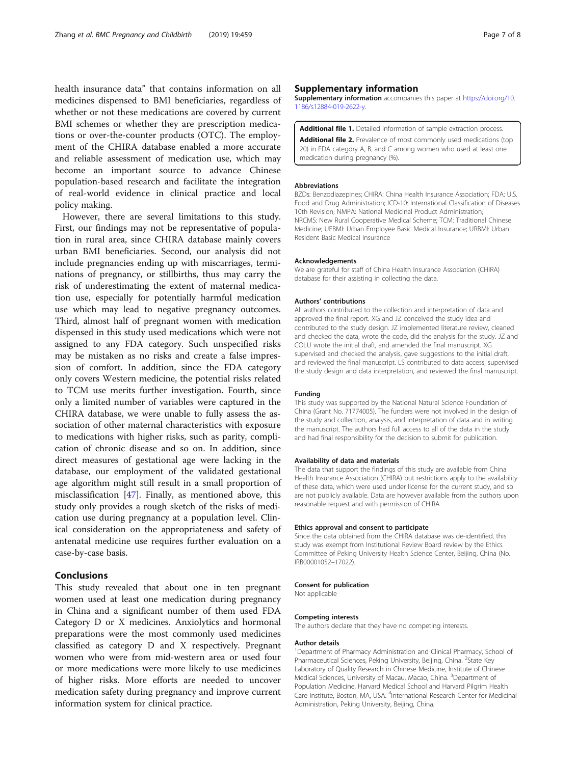health insurance data" that contains information on all medicines dispensed to BMI beneficiaries, regardless of whether or not these medications are covered by current BMI schemes or whether they are prescription medications or over-the-counter products (OTC). The employment of the CHIRA database enabled a more accurate and reliable assessment of medication use, which may become an important source to advance Chinese population-based research and facilitate the integration of real-world evidence in clinical practice and local policy making.

However, there are several limitations to this study. First, our findings may not be representative of population in rural area, since CHIRA database mainly covers urban BMI beneficiaries. Second, our analysis did not include pregnancies ending up with miscarriages, terminations of pregnancy, or stillbirths, thus may carry the risk of underestimating the extent of maternal medication use, especially for potentially harmful medication use which may lead to negative pregnancy outcomes. Third, almost half of pregnant women with medication dispensed in this study used medications which were not assigned to any FDA category. Such unspecified risks may be mistaken as no risks and create a false impression of comfort. In addition, since the FDA category only covers Western medicine, the potential risks related to TCM use merits further investigation. Fourth, since only a limited number of variables were captured in the CHIRA database, we were unable to fully assess the association of other maternal characteristics with exposure to medications with higher risks, such as parity, complication of chronic disease and so on. In addition, since direct measures of gestational age were lacking in the database, our employment of the validated gestational age algorithm might still result in a small proportion of misclassification [47]. Finally, as mentioned above, this study only provides a rough sketch of the risks of medication use during pregnancy at a population level. Clinical consideration on the appropriateness and safety of antenatal medicine use requires further evaluation on a case-by-case basis.

## Conclusions

This study revealed that about one in ten pregnant women used at least one medication during pregnancy in China and a significant number of them used FDA Category D or X medicines. Anxiolytics and hormonal preparations were the most commonly used medicines classified as category D and X respectively. Pregnant women who were from mid-western area or used four or more medications were more likely to use medicines of higher risks. More efforts are needed to uncover medication safety during pregnancy and improve current information system for clinical practice.

## Supplementary information

**Supplementary information** accompanies this paper at https://doi.org/10.1186/s12884-019-2622-y.

**Additional file 1.** Detailed information of sample extraction process.

**Additional file 2.** Prevalence of most commonly used medications (top 20) in FDA category A, B, and C among women who used at least one medication during pregnancy (%).

### Abbreviations

BZDs: Benzodiazepines; CHIRA: China Health Insurance Association; FDA: U.S. Food and Drug Administration; ICD-10: International Classification of Diseases 10th Revision; NMPA: National Medicinal Product Administration; NRCMS: New Rural Cooperative Medical Scheme; TCM: Traditional Chinese Medicine; UEBMI: Urban Employee Basic Medical Insurance; URBMI: Urban Resident Basic Medical Insurance

### Acknowledgements

We are grateful for staff of China Health Insurance Association (CHIRA) database for their assisting in collecting the data.

### Authors' contributions

All authors contributed to the collection and interpretation of data and approved the final report. XG and JZ conceived the study idea and contributed to the study design. JZ implemented literature review, cleaned and checked the data, wrote the code, did the analysis for the study. JZ and COLU wrote the initial draft, and amended the final manuscript. XG supervised and checked the analysis, gave suggestions to the initial draft, and reviewed the final manuscript. LS contributed to data access, supervised the study design and data interpretation, and reviewed the final manuscript.

### Funding

This study was supported by the National Natural Science Foundation of China (Grant No. 71774005). The funders were not involved in the design of the study and collection, analysis, and interpretation of data and in writing the manuscript. The authors had full access to all of the data in the study and had final responsibility for the decision to submit for publication.

### Availability of data and materials

The data that support the findings of this study are available from China Health Insurance Association (CHIRA) but restrictions apply to the availability of these data, which were used under license for the current study, and so are not publicly available. Data are however available from the authors upon reasonable request and with permission of CHIRA.

### Ethics approval and consent to participate

Since the data obtained from the CHIRA database was de-identified, this study was exempt from Institutional Review Board review by the Ethics Committee of Peking University Health Science Center, Beijing, China (No. IRB00001052–17022).

### Consent for publication

Not applicable

### Competing interests

The authors declare that they have no competing interests.

### Author details

[1]Department of Pharmacy Administration and Clinical Pharmacy, School of Pharmaceutical Sciences, Peking University, Beijing, China. [2]State Key Laboratory of Quality Research in Chinese Medicine, Institute of Chinese Medical Sciences, University of Macau, Macao, China. [3]Department of Population Medicine, Harvard Medical School and Harvard Pilgrim Health Care Institute, Boston, MA, USA. [4]International Research Center for Medicinal Administration, Peking University, Beijing, China.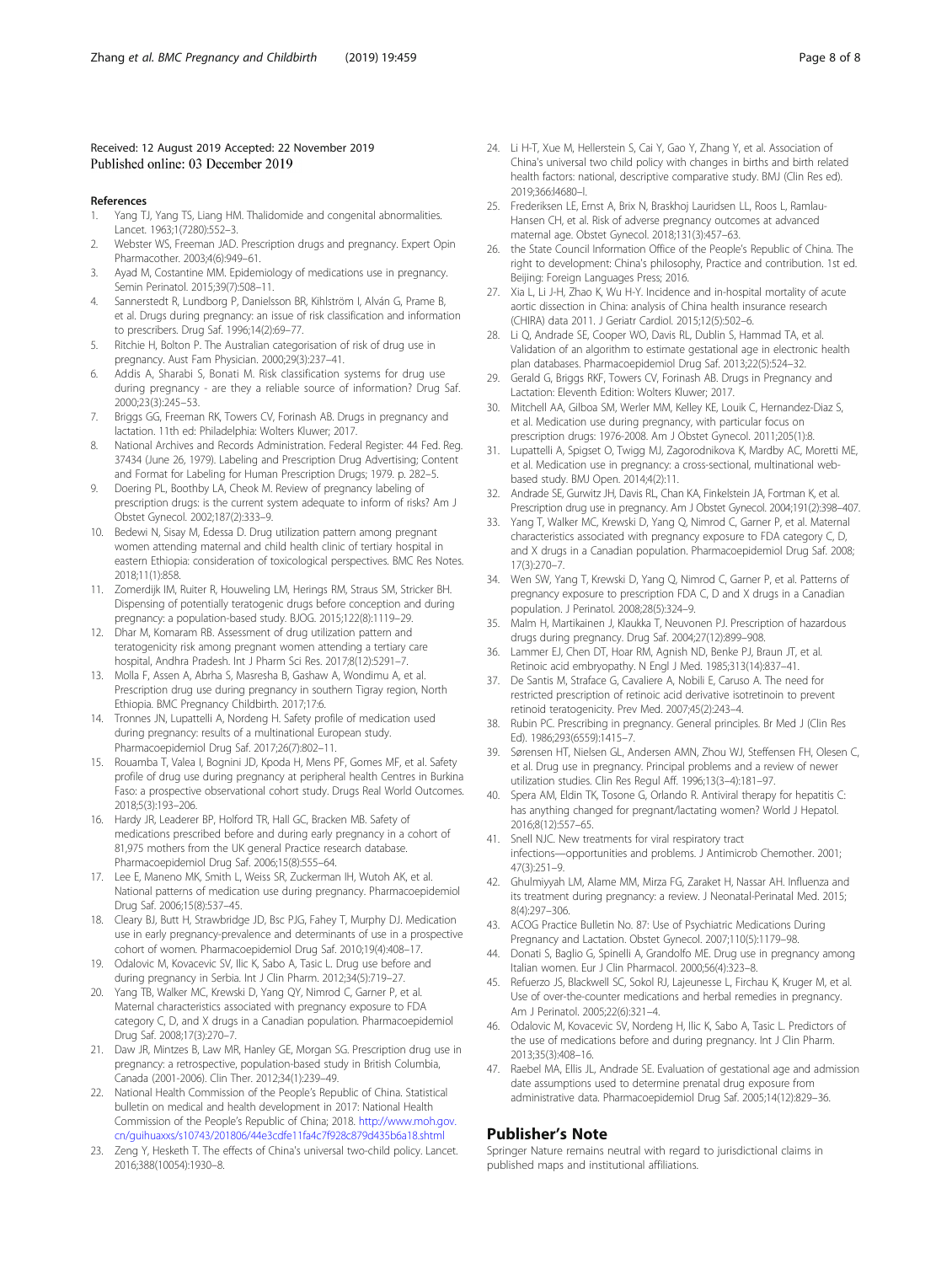Received: 12 August 2019 Accepted: 22 November 2019
Published online: 03 December 2019

## References

1. Yang TJ, Yang TS, Liang HM. Thalidomide and congenital abnormalities. Lancet. 1963;1(7280):552–3.
2. Webster WS, Freeman JAD. Prescription drugs and pregnancy. Expert Opin Pharmacother. 2003;4(6):949–61.
3. Ayad M, Costantine MM. Epidemiology of medications use in pregnancy. Semin Perinatol. 2015;39(7):508–11.
4. Sannerstedt R, Lundborg P, Danielsson BR, Kihlström I, Alván G, Prame B, et al. Drugs during pregnancy: an issue of risk classification and information to prescribers. Drug Saf. 1996;14(2):69–77.
5. Ritchie H, Bolton P. The Australian categorisation of risk of drug use in pregnancy. Aust Fam Physician. 2000;29(3):237–41.
6. Addis A, Sharabi S, Bonati M. Risk classification systems for drug use during pregnancy - are they a reliable source of information? Drug Saf. 2000;23(3):245–53.
7. Briggs GG, Freeman RK, Towers CV, Forinash AB. Drugs in pregnancy and lactation. 11th ed: Philadelphia: Wolters Kluwer; 2017.
8. National Archives and Records Administration. Federal Register: 44 Fed. Reg. 37434 (June 26, 1979). Labeling and Prescription Drug Advertising; Content and Format for Labeling for Human Prescription Drugs; 1979. p. 282–5.
9. Doering PL, Boothby LA, Cheok M. Review of pregnancy labeling of prescription drugs: is the current system adequate to inform of risks? Am J Obstet Gynecol. 2002;187(2):333–9.
10. Bedewi N, Sisay M, Edessa D. Drug utilization pattern among pregnant women attending maternal and child health clinic of tertiary hospital in eastern Ethiopia: consideration of toxicological perspectives. BMC Res Notes. 2018;11(1):858.
11. Zomerdijk IM, Ruiter R, Houweling LM, Herings RM, Straus SM, Stricker BH. Dispensing of potentially teratogenic drugs before conception and during pregnancy: a population-based study. BJOG. 2015;122(8):1119–29.
12. Dhar M, Komaram RB. Assessment of drug utilization pattern and teratogenicity risk among pregnant women attending a tertiary care hospital, Andhra Pradesh. Int J Pharm Sci Res. 2017;8(12):5291–7.
13. Molla F, Assen A, Abrha S, Masresha B, Gashaw A, Wondimu A, et al. Prescription drug use during pregnancy in southern Tigray region, North Ethiopia. BMC Pregnancy Childbirth. 2017;17:6.
14. Tronnes JN, Lupattelli A, Nordeng H. Safety profile of medication used during pregnancy: results of a multinational European study. Pharmacoepidemiol Drug Saf. 2017;26(7):802–11.
15. Rouamba T, Valea I, Bognini JD, Kpoda H, Mens PF, Gomes MF, et al. Safety profile of drug use during pregnancy at peripheral health Centres in Burkina Faso: a prospective observational cohort study. Drugs Real World Outcomes. 2018;5(3):193–206.
16. Hardy JR, Leaderer BP, Holford TR, Hall GC, Bracken MB. Safety of medications prescribed before and during early pregnancy in a cohort of 81,975 mothers from the UK general Practice research database. Pharmacoepidemiol Drug Saf. 2006;15(8):555–64.
17. Lee E, Maneno MK, Smith L, Weiss SR, Zuckerman IH, Wutoh AK, et al. National patterns of medication use during pregnancy. Pharmacoepidemiol Drug Saf. 2006;15(8):537–45.
18. Cleary BJ, Butt H, Strawbridge JD, Bsc PJG, Fahey T, Murphy DJ. Medication use in early pregnancy-prevalence and determinants of use in a prospective cohort of women. Pharmacoepidemiol Drug Saf. 2010;19(4):408–17.
19. Odalovic M, Kovacevic SV, Ilic K, Sabo A, Tasic L. Drug use before and during pregnancy in Serbia. Int J Clin Pharm. 2012;34(5):719–27.
20. Yang TB, Walker MC, Krewski D, Yang QY, Nimrod C, Garner P, et al. Maternal characteristics associated with pregnancy exposure to FDA category C, D, and X drugs in a Canadian population. Pharmacoepidemiol Drug Saf. 2008;17(3):270–7.
21. Daw JR, Mintzes B, Law MR, Hanley GE, Morgan SG. Prescription drug use in pregnancy: a retrospective, population-based study in British Columbia, Canada (2001-2006). Clin Ther. 2012;34(1):239–49.
22. National Health Commission of the People's Republic of China. Statistical bulletin on medical and health development in 2017: National Health Commission of the People's Republic of China; 2018. http://www.moh.gov.cn/guihuaxxs/s10743/201806/44e3cdfe11fa4c7f928c879d435b6a18.shtml
23. Zeng Y, Hesketh T. The effects of China's universal two-child policy. Lancet. 2016;388(10054):1930–8.
24. Li H-T, Xue M, Hellerstein S, Cai Y, Gao Y, Zhang Y, et al. Association of China's universal two child policy with changes in births and birth related health factors: national, descriptive comparative study. BMJ (Clin Res ed). 2019;366:l4680–l.
25. Frederiksen LE, Ernst A, Brix N, Braskhoj Lauridsen LL, Roos L, Ramlau-Hansen CH, et al. Risk of adverse pregnancy outcomes at advanced maternal age. Obstet Gynecol. 2018;131(3):457–63.
26. the State Council Information Office of the People's Republic of China. The right to development: China's philosophy, Practice and contribution. 1st ed. Beijing: Foreign Languages Press; 2016.
27. Xia L, Li J-H, Zhao K, Wu H-Y. Incidence and in-hospital mortality of acute aortic dissection in China: analysis of China health insurance research (CHIRA) data 2011. J Geriatr Cardiol. 2015;12(5):502–6.
28. Li Q, Andrade SE, Cooper WO, Davis RL, Dublin S, Hammad TA, et al. Validation of an algorithm to estimate gestational age in electronic health plan databases. Pharmacoepidemiol Drug Saf. 2013;22(5):524–32.
29. Gerald G, Briggs RKF, Towers CV, Forinash AB. Drugs in Pregnancy and Lactation: Eleventh Edition: Wolters Kluwer; 2017.
30. Mitchell AA, Gilboa SM, Werler MM, Kelley KE, Louik C, Hernandez-Diaz S, et al. Medication use during pregnancy, with particular focus on prescription drugs: 1976-2008. Am J Obstet Gynecol. 2011;205(1):8.
31. Lupattelli A, Spigset O, Twigg MJ, Zagorodnikova K, Mardby AC, Moretti ME, et al. Medication use in pregnancy: a cross-sectional, multinational web-based study. BMJ Open. 2014;4(2):11.
32. Andrade SE, Gurwitz JH, Davis RL, Chan KA, Finkelstein JA, Fortman K, et al. Prescription drug use in pregnancy. Am J Obstet Gynecol. 2004;191(2):398–407.
33. Yang T, Walker MC, Krewski D, Yang Q, Nimrod C, Garner P, et al. Maternal characteristics associated with pregnancy exposure to FDA category C, D, and X drugs in a Canadian population. Pharmacoepidemiol Drug Saf. 2008;17(3):270–7.
34. Wen SW, Yang T, Krewski D, Yang Q, Nimrod C, Garner P, et al. Patterns of pregnancy exposure to prescription FDA C, D and X drugs in a Canadian population. J Perinatol. 2008;28(5):324–9.
35. Malm H, Martikainen J, Klaukka T, Neuvonen PJ. Prescription of hazardous drugs during pregnancy. Drug Saf. 2004;27(12):899–908.
36. Lammer EJ, Chen DT, Hoar RM, Agnish ND, Benke PJ, Braun JT, et al. Retinoic acid embryopathy. N Engl J Med. 1985;313(14):837–41.
37. De Santis M, Straface G, Cavaliere A, Nobili E, Caruso A. The need for restricted prescription of retinoic acid derivative isotretinoin to prevent retinoid teratogenicity. Prev Med. 2007;45(2):243–4.
38. Rubin PC. Prescribing in pregnancy. General principles. Br Med J (Clin Res Ed). 1986;293(6559):1415–7.
39. Sørensen HT, Nielsen GL, Andersen AMN, Zhou WJ, Steffensen FH, Olesen C, et al. Drug use in pregnancy. Principal problems and a review of newer utilization studies. Clin Res Regul Aff. 1996;13(3–4):181–97.
40. Spera AM, Eldin TK, Tosone G, Orlando R. Antiviral therapy for hepatitis C: has anything changed for pregnant/lactating women? World J Hepatol. 2016;8(12):557–65.
41. Snell NJC. New treatments for viral respiratory tract infections—opportunities and problems. J Antimicrob Chemother. 2001;47(3):251–9.
42. Ghulmiyyah LM, Alame MM, Mirza FG, Zaraket H, Nassar AH. Influenza and its treatment during pregnancy: a review. J Neonatal-Perinatal Med. 2015;8(4):297–306.
43. ACOG Practice Bulletin No. 87: Use of Psychiatric Medications During Pregnancy and Lactation. Obstet Gynecol. 2007;110(5):1179–98.
44. Donati S, Baglio G, Spinelli A, Grandolfo ME. Drug use in pregnancy among Italian women. Eur J Clin Pharmacol. 2000;56(4):323–8.
45. Refuerzo JS, Blackwell SC, Sokol RJ, Lajeunesse L, Firchau K, Kruger M, et al. Use of over-the-counter medications and herbal remedies in pregnancy. Am J Perinatol. 2005;22(6):321–4.
46. Odalovic M, Kovacevic SV, Nordeng H, Ilic K, Sabo A, Tasic L. Predictors of the use of medications before and during pregnancy. Int J Clin Pharm. 2013;35(3):408–16.
47. Raebel MA, Ellis JL, Andrade SE. Evaluation of gestational age and admission date assumptions used to determine prenatal drug exposure from administrative data. Pharmacoepidemiol Drug Saf. 2005;14(12):829–36.

## Publisher's Note

Springer Nature remains neutral with regard to jurisdictional claims in published maps and institutional affiliations.